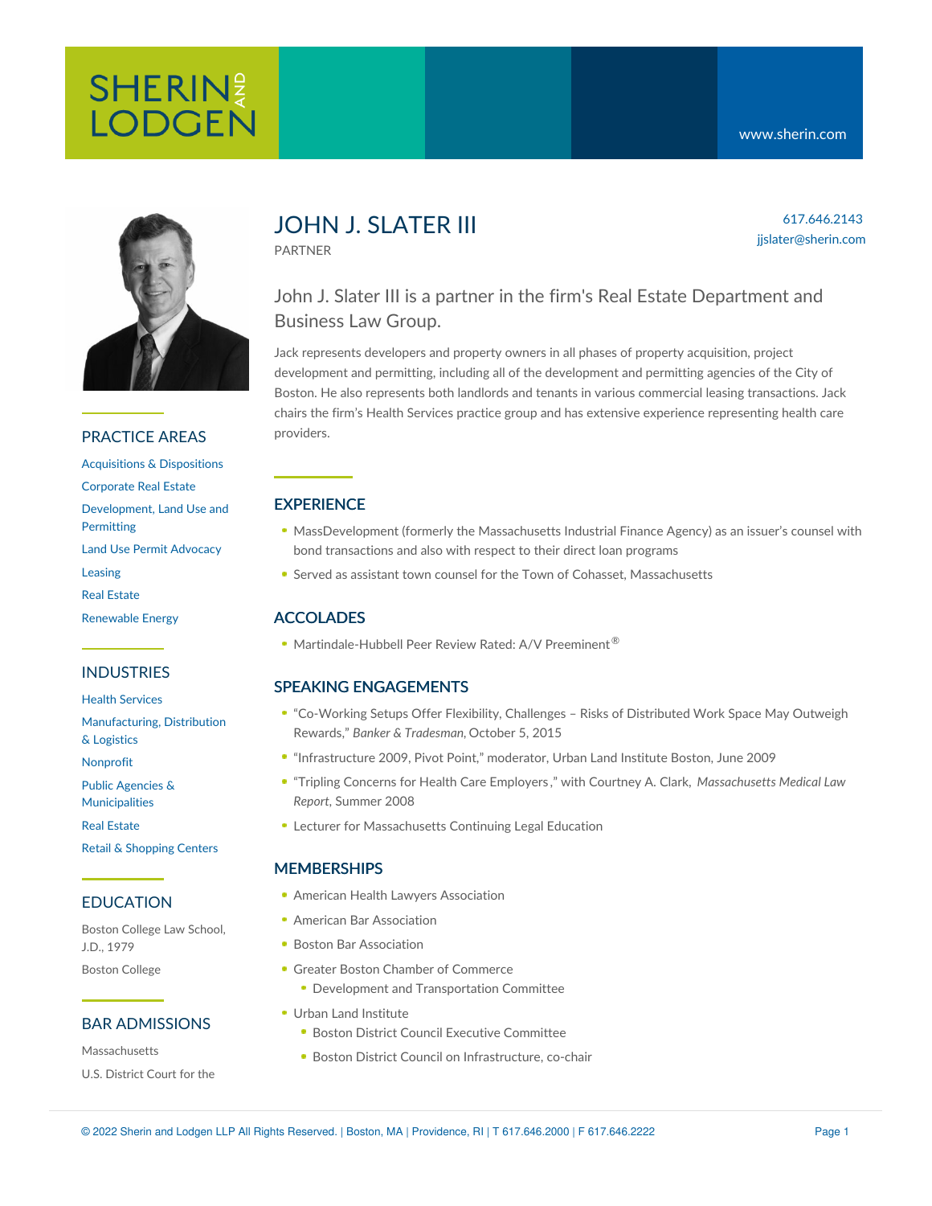SHERIN AND LODGEN

www.sherin.com

# JOHN J. SLATER III

PARTNER

617.646.2143
jjslater@sherin.com

John J. Slater III is a partner in the firm's Real Estate Department and Business Law Group.

Jack represents developers and property owners in all phases of property acquisition, project development and permitting, including all of the development and permitting agencies of the City of Boston. He also represents both landlords and tenants in various commercial leasing transactions. Jack chairs the firm's Health Services practice group and has extensive experience representing health care providers.

## PRACTICE AREAS

Acquisitions & Dispositions
Corporate Real Estate
Development, Land Use and Permitting
Land Use Permit Advocacy
Leasing
Real Estate
Renewable Energy

## INDUSTRIES

Health Services
Manufacturing, Distribution & Logistics
Nonprofit
Public Agencies & Municipalities
Real Estate
Retail & Shopping Centers

## EDUCATION

Boston College Law School, J.D., 1979

Boston College

## BAR ADMISSIONS

Massachusetts

U.S. District Court for the

## EXPERIENCE

- MassDevelopment (formerly the Massachusetts Industrial Finance Agency) as an issuer's counsel with bond transactions and also with respect to their direct loan programs
- Served as assistant town counsel for the Town of Cohasset, Massachusetts

## ACCOLADES

- Martindale-Hubbell Peer Review Rated: A/V Preeminent®

## SPEAKING ENGAGEMENTS

- "Co-Working Setups Offer Flexibility, Challenges – Risks of Distributed Work Space May Outweigh Rewards," *Banker & Tradesman*, October 5, 2015
- "Infrastructure 2009, Pivot Point," moderator, Urban Land Institute Boston, June 2009
- "Tripling Concerns for Health Care Employers," with Courtney A. Clark, *Massachusetts Medical Law Report*, Summer 2008
- Lecturer for Massachusetts Continuing Legal Education

## MEMBERSHIPS

- American Health Lawyers Association
- American Bar Association
- Boston Bar Association
- Greater Boston Chamber of Commerce
  - Development and Transportation Committee
- Urban Land Institute
  - Boston District Council Executive Committee
  - Boston District Council on Infrastructure, co-chair

© 2022 Sherin and Lodgen LLP All Rights Reserved. | Boston, MA | Providence, RI | T 617.646.2000 | F 617.646.2222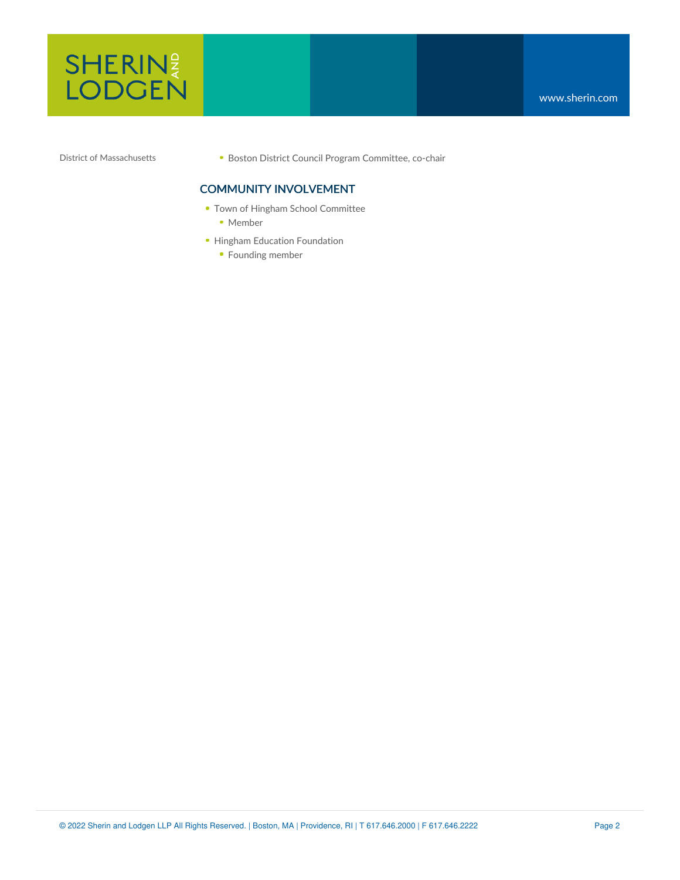District of Massachusetts

- Boston District Council Program Committee, co-chair

## COMMUNITY INVOLVEMENT

- Town of Hingham School Committee
  - Member
- Hingham Education Foundation
  - Founding member